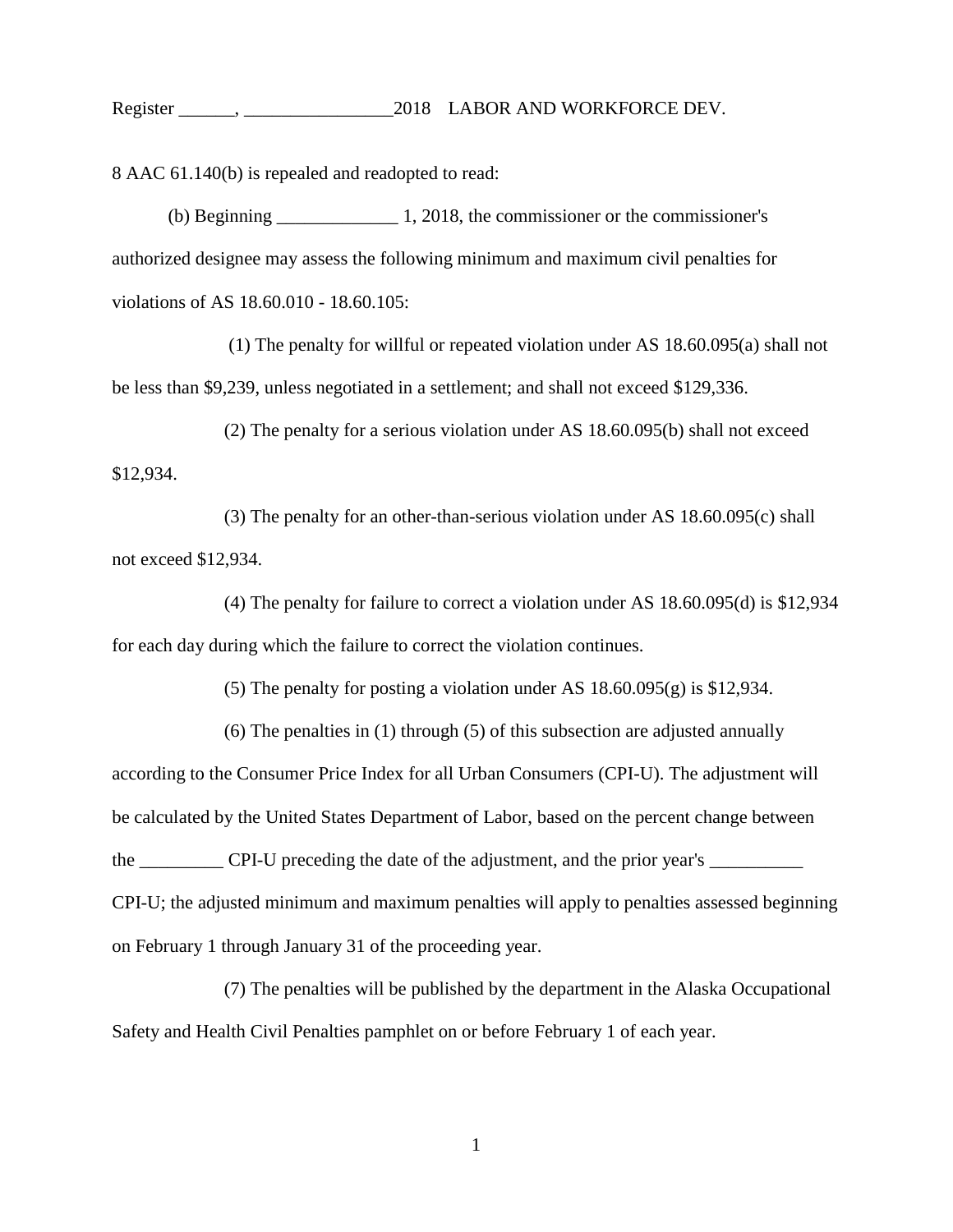8 AAC 61.140(b) is repealed and readopted to read:

(b) Beginning _____________ 1, 2018, the commissioner or the commissioner's authorized designee may assess the following minimum and maximum civil penalties for violations of AS 18.60.010 - 18.60.105:

(1) The penalty for willful or repeated violation under AS 18.60.095(a) shall not be less than $9,239, unless negotiated in a settlement; and shall not exceed $129,336.

(2) The penalty for a serious violation under AS 18.60.095(b) shall not exceed $12,934.

(3) The penalty for an other-than-serious violation under AS 18.60.095(c) shall not exceed $12,934.

(4) The penalty for failure to correct a violation under AS 18.60.095(d) is $12,934 for each day during which the failure to correct the violation continues.

(5) The penalty for posting a violation under AS 18.60.095(g) is $12,934.

(6) The penalties in (1) through (5) of this subsection are adjusted annually according to the Consumer Price Index for all Urban Consumers (CPI-U). The adjustment will be calculated by the United States Department of Labor, based on the percent change between the _________ CPI-U preceding the date of the adjustment, and the prior year's __________ CPI-U; the adjusted minimum and maximum penalties will apply to penalties assessed beginning on February 1 through January 31 of the proceeding year.

(7) The penalties will be published by the department in the Alaska Occupational Safety and Health Civil Penalties pamphlet on or before February 1 of each year.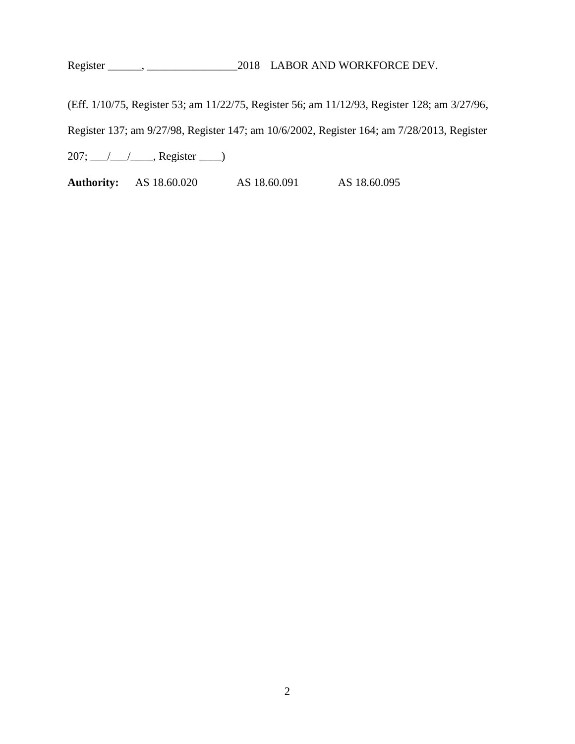(Eff. 1/10/75, Register 53; am 11/22/75, Register 56; am 11/12/93, Register 128; am 3/27/96, Register 137; am 9/27/98, Register 147; am 10/6/2002, Register 164; am 7/28/2013, Register 207; ___/___/____, Register ____)

**Authority:** AS 18.60.020 AS 18.60.091 AS 18.60.095